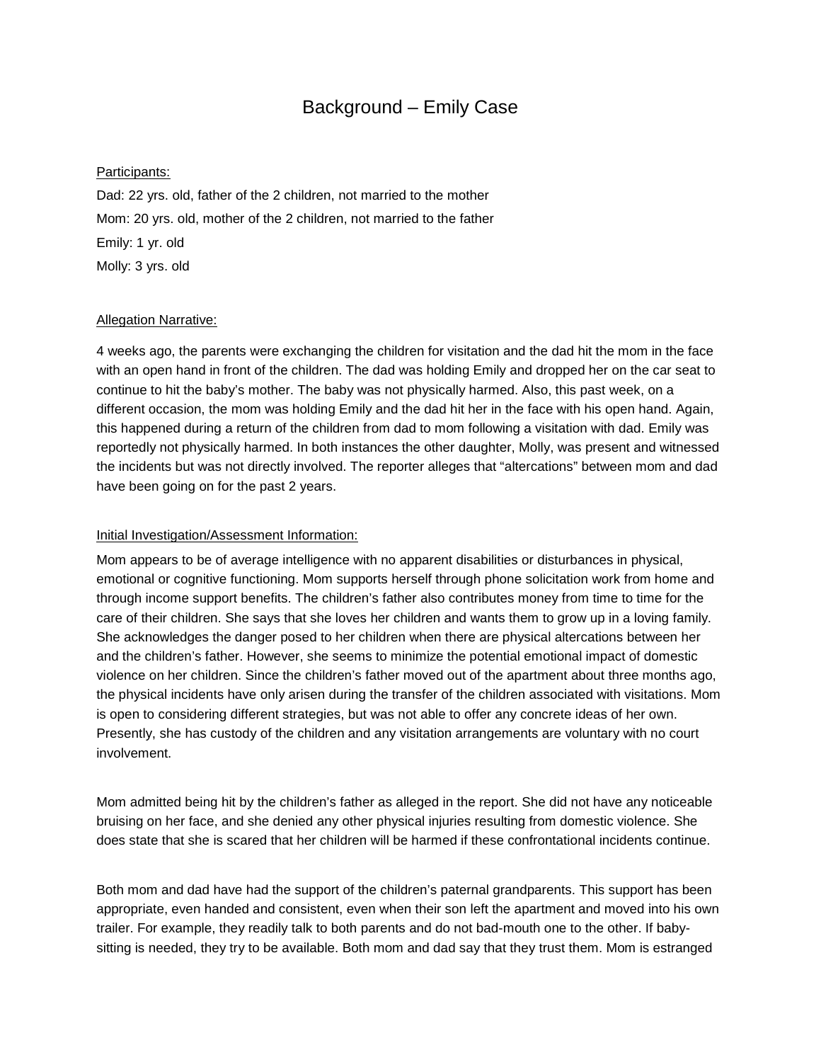# Background – Emily Case

Participants:

Dad: 22 yrs. old, father of the 2 children, not married to the mother

Mom: 20 yrs. old, mother of the 2 children, not married to the father

Emily: 1 yr. old

Molly: 3 yrs. old

Allegation Narrative:

4 weeks ago, the parents were exchanging the children for visitation and the dad hit the mom in the face with an open hand in front of the children. The dad was holding Emily and dropped her on the car seat to continue to hit the baby's mother. The baby was not physically harmed. Also, this past week, on a different occasion, the mom was holding Emily and the dad hit her in the face with his open hand. Again, this happened during a return of the children from dad to mom following a visitation with dad. Emily was reportedly not physically harmed. In both instances the other daughter, Molly, was present and witnessed the incidents but was not directly involved. The reporter alleges that "altercations" between mom and dad have been going on for the past 2 years.

Initial Investigation/Assessment Information:

Mom appears to be of average intelligence with no apparent disabilities or disturbances in physical, emotional or cognitive functioning. Mom supports herself through phone solicitation work from home and through income support benefits. The children's father also contributes money from time to time for the care of their children. She says that she loves her children and wants them to grow up in a loving family. She acknowledges the danger posed to her children when there are physical altercations between her and the children's father. However, she seems to minimize the potential emotional impact of domestic violence on her children. Since the children's father moved out of the apartment about three months ago, the physical incidents have only arisen during the transfer of the children associated with visitations. Mom is open to considering different strategies, but was not able to offer any concrete ideas of her own. Presently, she has custody of the children and any visitation arrangements are voluntary with no court involvement.

Mom admitted being hit by the children's father as alleged in the report. She did not have any noticeable bruising on her face, and she denied any other physical injuries resulting from domestic violence. She does state that she is scared that her children will be harmed if these confrontational incidents continue.

Both mom and dad have had the support of the children's paternal grandparents. This support has been appropriate, even handed and consistent, even when their son left the apartment and moved into his own trailer. For example, they readily talk to both parents and do not bad-mouth one to the other. If baby-sitting is needed, they try to be available. Both mom and dad say that they trust them. Mom is estranged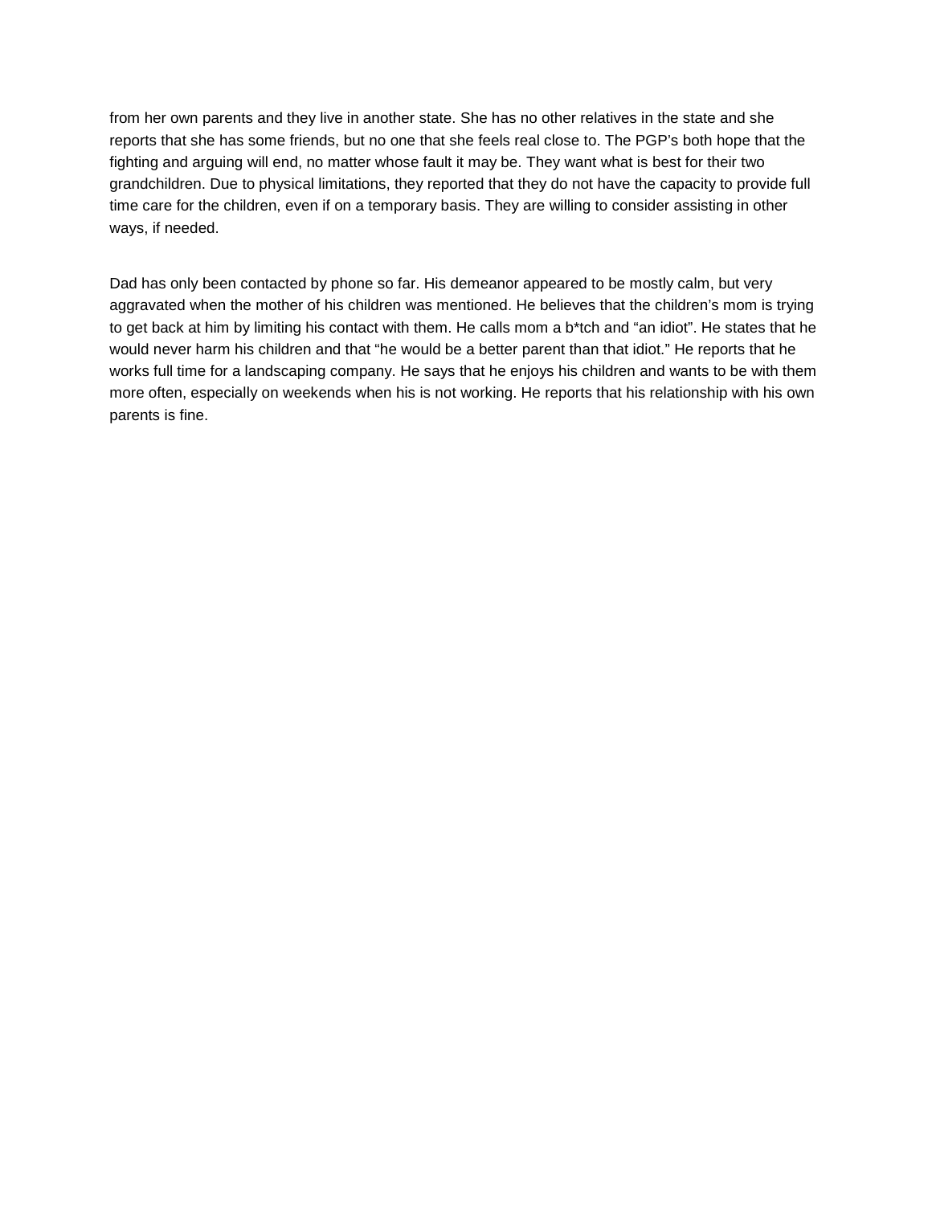from her own parents and they live in another state. She has no other relatives in the state and she reports that she has some friends, but no one that she feels real close to. The PGP's both hope that the fighting and arguing will end, no matter whose fault it may be. They want what is best for their two grandchildren. Due to physical limitations, they reported that they do not have the capacity to provide full time care for the children, even if on a temporary basis. They are willing to consider assisting in other ways, if needed.

Dad has only been contacted by phone so far. His demeanor appeared to be mostly calm, but very aggravated when the mother of his children was mentioned. He believes that the children's mom is trying to get back at him by limiting his contact with them. He calls mom a b*tch and "an idiot". He states that he would never harm his children and that "he would be a better parent than that idiot." He reports that he works full time for a landscaping company. He says that he enjoys his children and wants to be with them more often, especially on weekends when his is not working. He reports that his relationship with his own parents is fine.